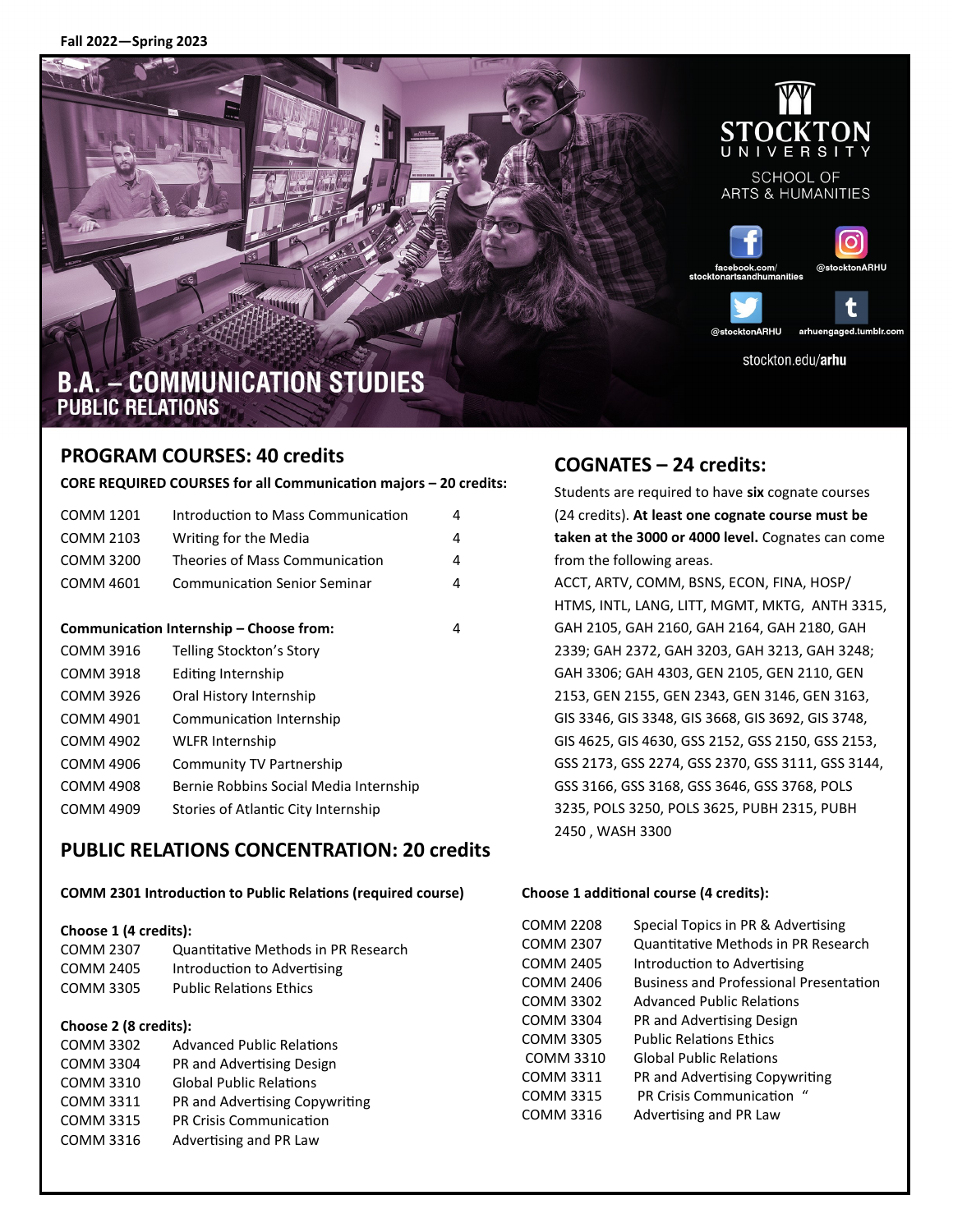Fall 2022—Spring 2023

STOCKTON UNIVERSITY

SCHOOL OF ARTS & HUMANITIES

facebook.com/stocktonartsandhumanities

@stocktonARHU

@stocktonARHU

arhuengaged.tumblr.com

stockton.edu/**arhu**

# B.A. – COMMUNICATION STUDIES

## PUBLIC RELATIONS

## PROGRAM COURSES: 40 credits

**CORE REQUIRED COURSES for all Communication majors – 20 credits:**

| | | |
|---|---|---|
| COMM 1201 | Introduction to Mass Communication | 4 |
| COMM 2103 | Writing for the Media | 4 |
| COMM 3200 | Theories of Mass Communication | 4 |
| COMM 4601 | Communication Senior Seminar | 4 |

| **Communication Internship – Choose from:** | | 4 |
|---|---|---|
| COMM 3916 | Telling Stockton's Story | |
| COMM 3918 | Editing Internship | |
| COMM 3926 | Oral History Internship | |
| COMM 4901 | Communication Internship | |
| COMM 4902 | WLFR Internship | |
| COMM 4906 | Community TV Partnership | |
| COMM 4908 | Bernie Robbins Social Media Internship | |
| COMM 4909 | Stories of Atlantic City Internship | |

## PUBLIC RELATIONS CONCENTRATION: 20 credits

**COMM 2301 Introduction to Public Relations (required course)**

**Choose 1 (4 credits):**

| | |
|---|---|
| COMM 2307 | Quantitative Methods in PR Research |
| COMM 2405 | Introduction to Advertising |
| COMM 3305 | Public Relations Ethics |

**Choose 2 (8 credits):**

| | |
|---|---|
| COMM 3302 | Advanced Public Relations |
| COMM 3304 | PR and Advertising Design |
| COMM 3310 | Global Public Relations |
| COMM 3311 | PR and Advertising Copywriting |
| COMM 3315 | PR Crisis Communication |
| COMM 3316 | Advertising and PR Law |

**Choose 1 additional course (4 credits):**

| | |
|---|---|
| COMM 2208 | Special Topics in PR & Advertising |
| COMM 2307 | Quantitative Methods in PR Research |
| COMM 2405 | Introduction to Advertising |
| COMM 2406 | Business and Professional Presentation |
| COMM 3302 | Advanced Public Relations |
| COMM 3304 | PR and Advertising Design |
| COMM 3305 | Public Relations Ethics |
| COMM 3310 | Global Public Relations |
| COMM 3311 | PR and Advertising Copywriting |
| COMM 3315 | PR Crisis Communication " |
| COMM 3316 | Advertising and PR Law |

## COGNATES – 24 credits:

Students are required to have **six** cognate courses (24 credits). **At least one cognate course must be taken at the 3000 or 4000 level.** Cognates can come from the following areas.

ACCT, ARTV, COMM, BSNS, ECON, FINA, HOSP/HTMS, INTL, LANG, LITT, MGMT, MKTG, ANTH 3315, GAH 2105, GAH 2160, GAH 2164, GAH 2180, GAH 2339; GAH 2372, GAH 3203, GAH 3213, GAH 3248; GAH 3306; GAH 4303, GEN 2105, GEN 2110, GEN 2153, GEN 2155, GEN 2343, GEN 3146, GEN 3163, GIS 3346, GIS 3348, GIS 3668, GIS 3692, GIS 3748, GIS 4625, GIS 4630, GSS 2152, GSS 2150, GSS 2153, GSS 2173, GSS 2274, GSS 2370, GSS 3111, GSS 3144, GSS 3166, GSS 3168, GSS 3646, GSS 3768, POLS 3235, POLS 3250, POLS 3625, PUBH 2315, PUBH 2450 , WASH 3300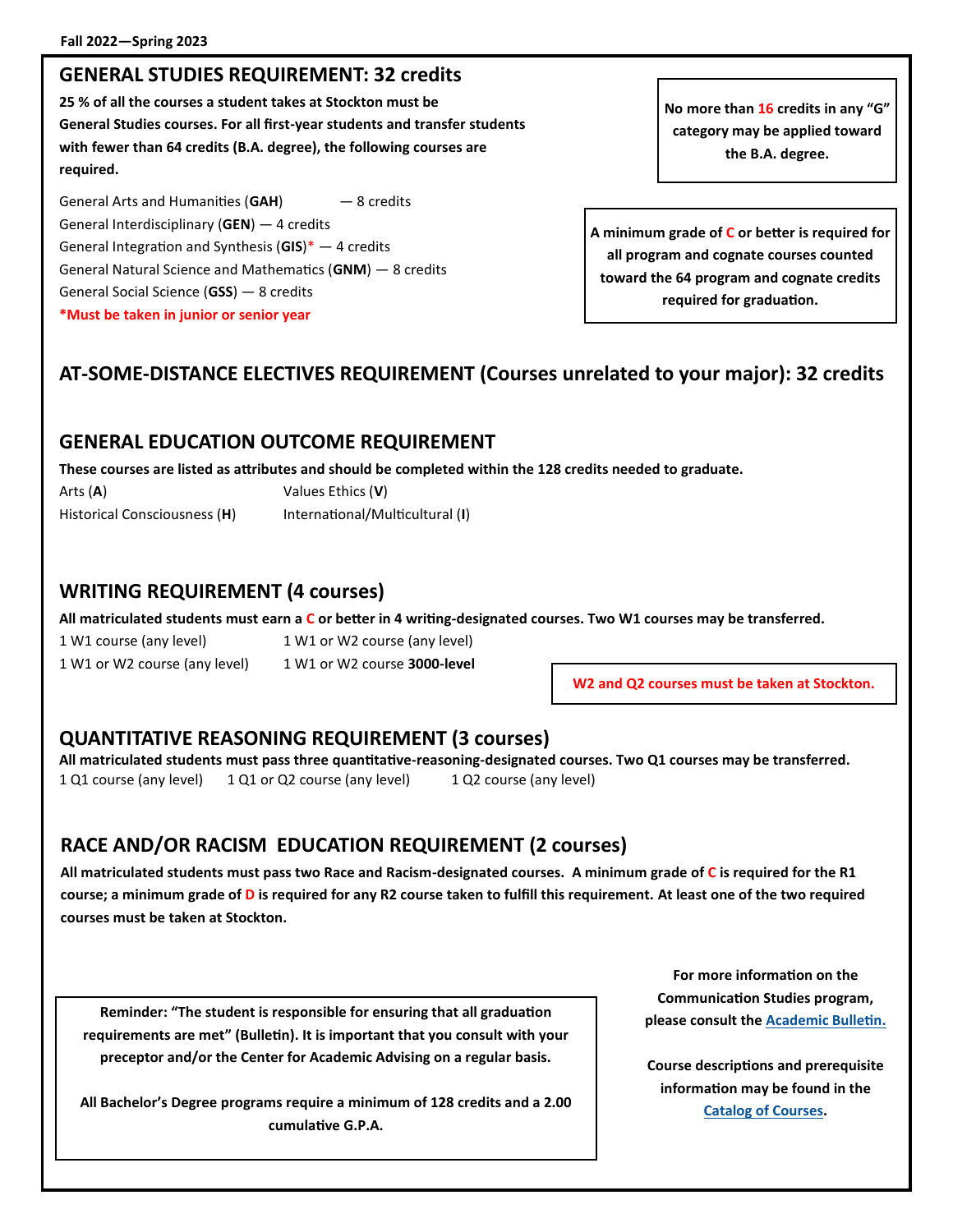Fall 2022—Spring 2023

## GENERAL STUDIES REQUIREMENT: 32 credits

**25 % of all the courses a student takes at Stockton must be General Studies courses. For all first-year students and transfer students with fewer than 64 credits (B.A. degree), the following courses are required.**

General Arts and Humanities (**GAH**) — 8 credits
General Interdisciplinary (**GEN**) — 4 credits
General Integration and Synthesis (**GIS**)* — 4 credits
General Natural Science and Mathematics (**GNM**) — 8 credits
General Social Science (**GSS**) — 8 credits
***Must be taken in junior or senior year**

**No more than 16 credits in any "G" category may be applied toward the B.A. degree.**

**A minimum grade of C or better is required for all program and cognate courses counted toward the 64 program and cognate credits required for graduation.**

## AT-SOME-DISTANCE ELECTIVES REQUIREMENT (Courses unrelated to your major): 32 credits

## GENERAL EDUCATION OUTCOME REQUIREMENT

**These courses are listed as attributes and should be completed within the 128 credits needed to graduate.**

| | |
|---|---|
| Arts (**A**) | Values Ethics (**V**) |
| Historical Consciousness (**H**) | International/Multicultural (**I**) |

## WRITING REQUIREMENT (4 courses)

**All matriculated students must earn a C or better in 4 writing-designated courses. Two W1 courses may be transferred.**

| | |
|---|---|
| 1 W1 course (any level) | 1 W1 or W2 course (any level) |
| 1 W1 or W2 course (any level) | 1 W1 or W2 course **3000-level** |

**W2 and Q2 courses must be taken at Stockton.**

## QUANTITATIVE REASONING REQUIREMENT (3 courses)

**All matriculated students must pass three quantitative-reasoning-designated courses. Two Q1 courses may be transferred.**

1 Q1 course (any level) 1 Q1 or Q2 course (any level) 1 Q2 course (any level)

## RACE AND/OR RACISM EDUCATION REQUIREMENT (2 courses)

**All matriculated students must pass two Race and Racism-designated courses. A minimum grade of C is required for the R1 course; a minimum grade of D is required for any R2 course taken to fulfill this requirement. At least one of the two required courses must be taken at Stockton.**

**Reminder: "The student is responsible for ensuring that all graduation requirements are met" (Bulletin). It is important that you consult with your preceptor and/or the Center for Academic Advising on a regular basis.**

**All Bachelor's Degree programs require a minimum of 128 credits and a 2.00 cumulative G.P.A.**

**For more information on the Communication Studies program, please consult the Academic Bulletin.**

**Course descriptions and prerequisite information may be found in the Catalog of Courses.**